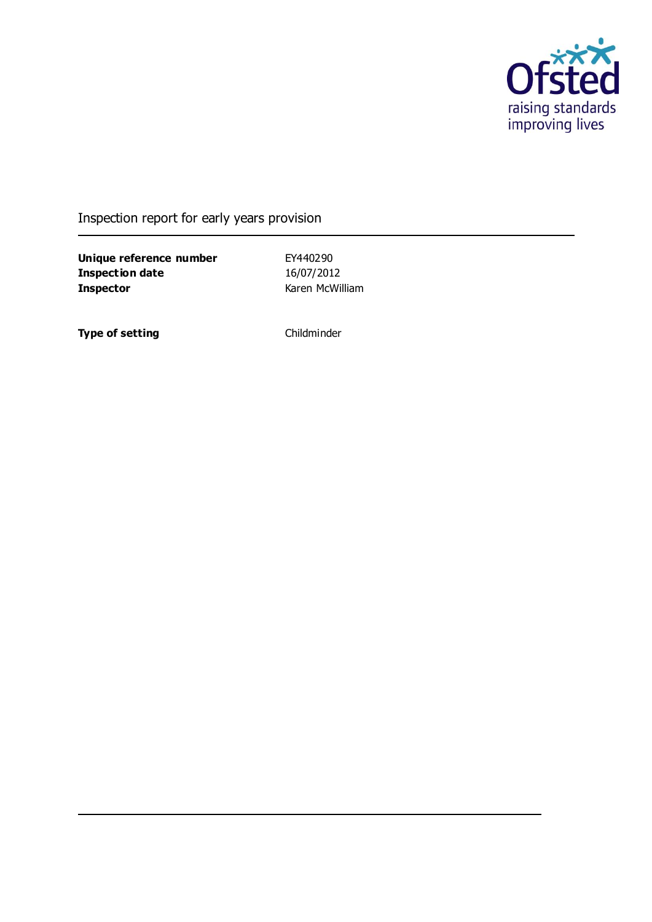Ofsted
raising standards
improving lives

# Inspection report for early years provision

| | |
|---|---|
| **Unique reference number** | EY440290 |
| **Inspection date** | 16/07/2012 |
| **Inspector** | Karen McWilliam |
| | |
| **Type of setting** | Childminder |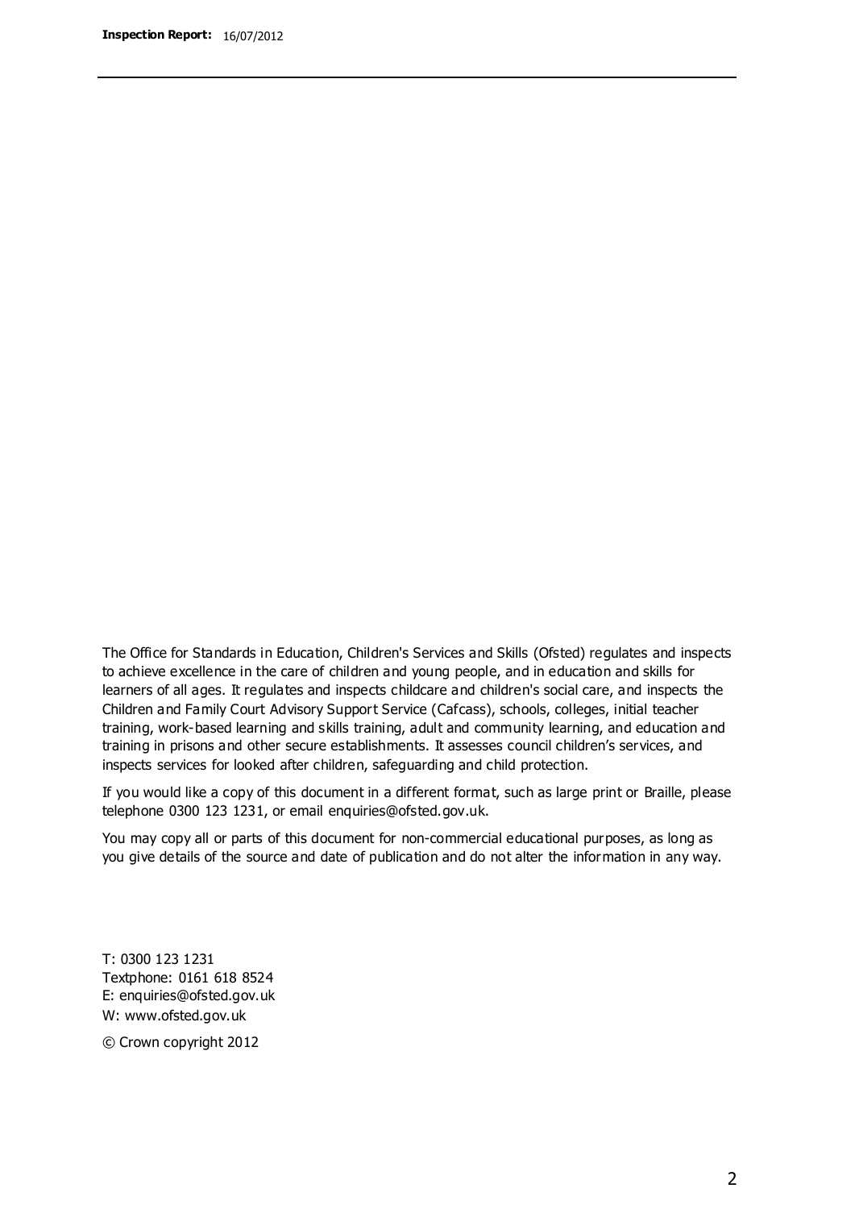The Office for Standards in Education, Children's Services and Skills (Ofsted) regulates and inspects to achieve excellence in the care of children and young people, and in education and skills for learners of all ages. It regulates and inspects childcare and children's social care, and inspects the Children and Family Court Advisory Support Service (Cafcass), schools, colleges, initial teacher training, work-based learning and skills training, adult and community learning, and education and training in prisons and other secure establishments. It assesses council children's services, and inspects services for looked after children, safeguarding and child protection.

If you would like a copy of this document in a different format, such as large print or Braille, please telephone 0300 123 1231, or email enquiries@ofsted.gov.uk.

You may copy all or parts of this document for non-commercial educational purposes, as long as you give details of the source and date of publication and do not alter the information in any way.

T: 0300 123 1231
Textphone: 0161 618 8524
E: enquiries@ofsted.gov.uk
W: www.ofsted.gov.uk

© Crown copyright 2012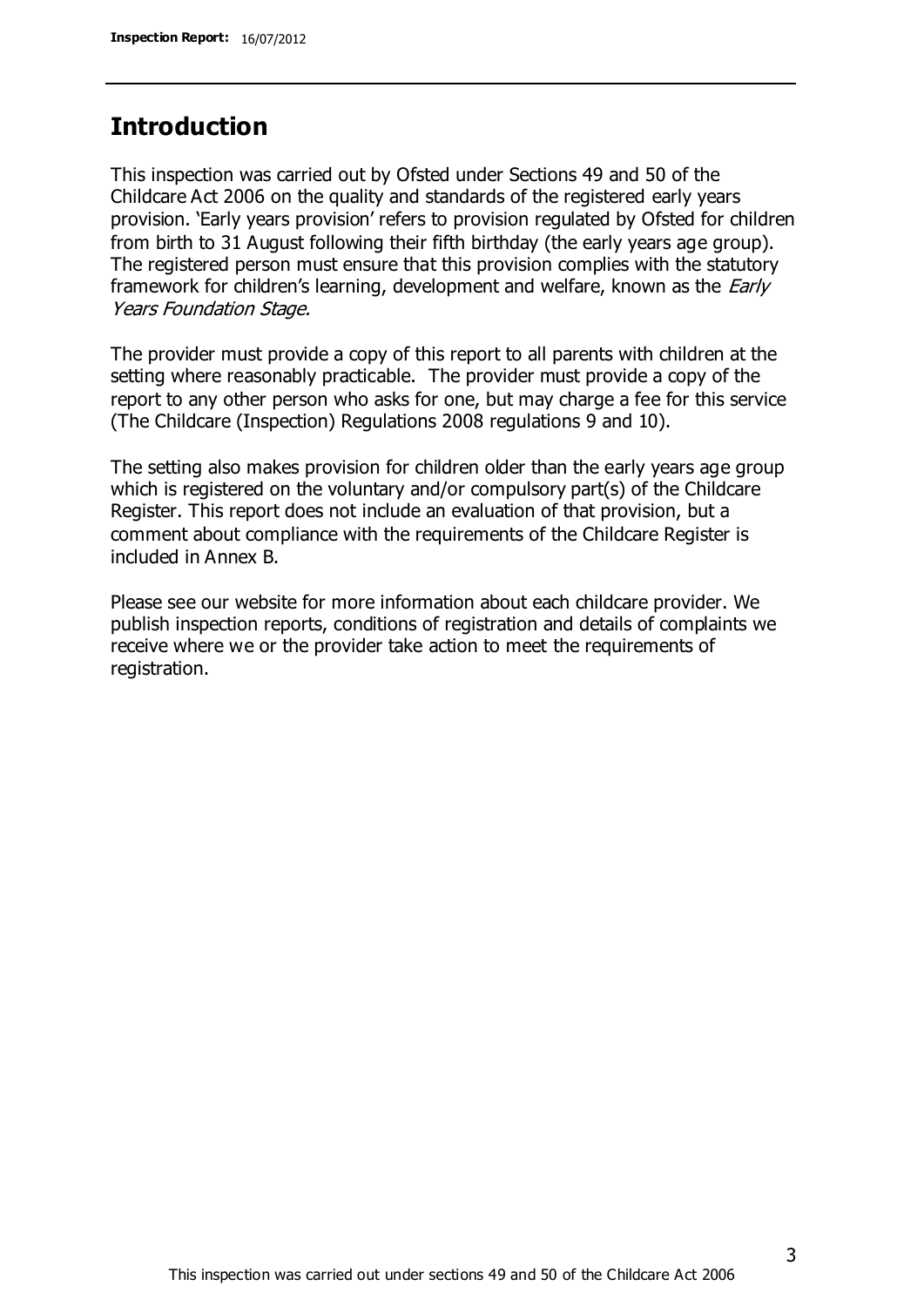## Introduction

This inspection was carried out by Ofsted under Sections 49 and 50 of the Childcare Act 2006 on the quality and standards of the registered early years provision. 'Early years provision' refers to provision regulated by Ofsted for children from birth to 31 August following their fifth birthday (the early years age group). The registered person must ensure that this provision complies with the statutory framework for children's learning, development and welfare, known as the *Early Years Foundation Stage.*

The provider must provide a copy of this report to all parents with children at the setting where reasonably practicable. The provider must provide a copy of the report to any other person who asks for one, but may charge a fee for this service (The Childcare (Inspection) Regulations 2008 regulations 9 and 10).

The setting also makes provision for children older than the early years age group which is registered on the voluntary and/or compulsory part(s) of the Childcare Register. This report does not include an evaluation of that provision, but a comment about compliance with the requirements of the Childcare Register is included in Annex B.

Please see our website for more information about each childcare provider. We publish inspection reports, conditions of registration and details of complaints we receive where we or the provider take action to meet the requirements of registration.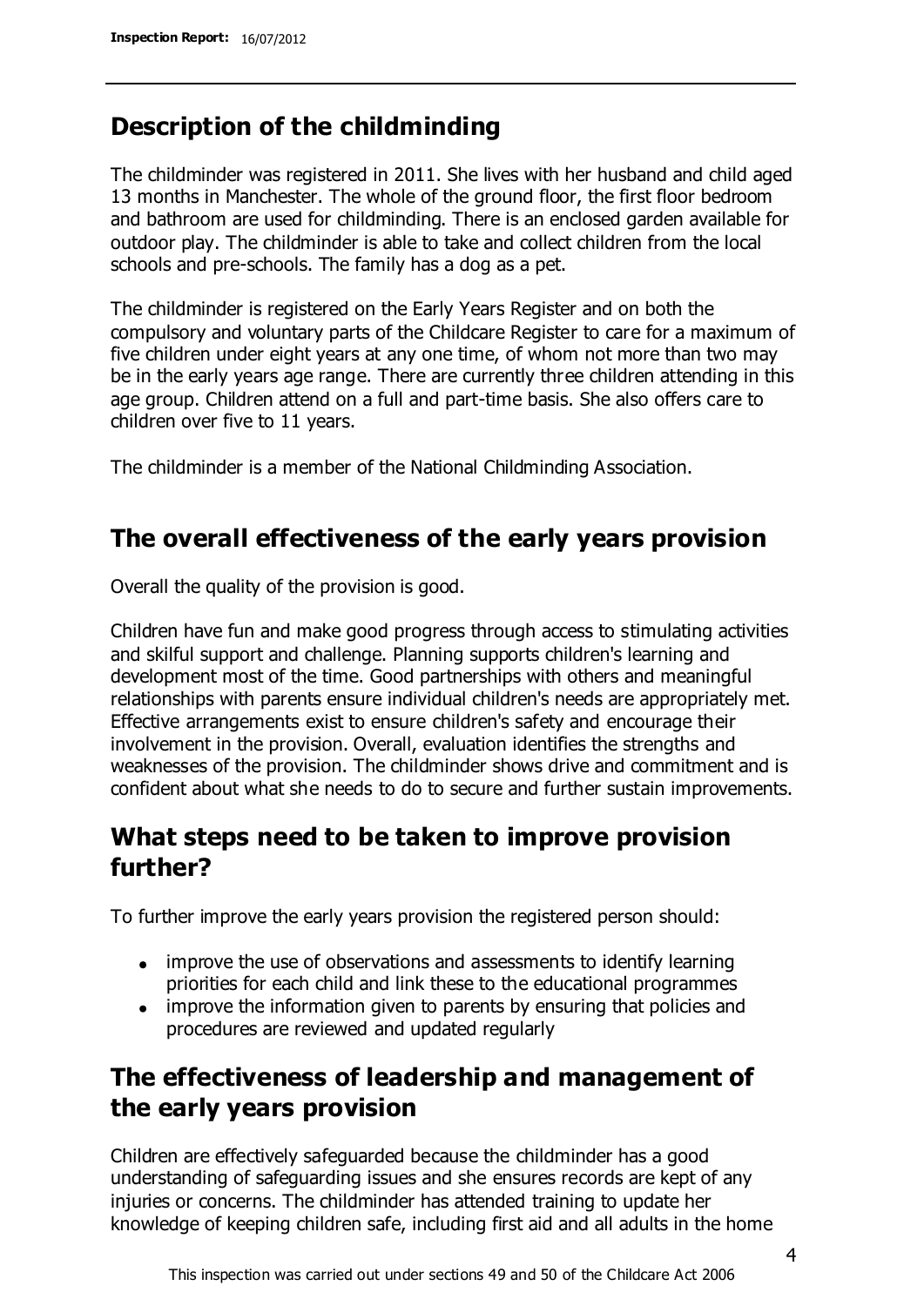## Description of the childminding

The childminder was registered in 2011. She lives with her husband and child aged 13 months in Manchester. The whole of the ground floor, the first floor bedroom and bathroom are used for childminding. There is an enclosed garden available for outdoor play. The childminder is able to take and collect children from the local schools and pre-schools. The family has a dog as a pet.

The childminder is registered on the Early Years Register and on both the compulsory and voluntary parts of the Childcare Register to care for a maximum of five children under eight years at any one time, of whom not more than two may be in the early years age range. There are currently three children attending in this age group. Children attend on a full and part-time basis. She also offers care to children over five to 11 years.

The childminder is a member of the National Childminding Association.

## The overall effectiveness of the early years provision

Overall the quality of the provision is good.

Children have fun and make good progress through access to stimulating activities and skilful support and challenge. Planning supports children's learning and development most of the time. Good partnerships with others and meaningful relationships with parents ensure individual children's needs are appropriately met. Effective arrangements exist to ensure children's safety and encourage their involvement in the provision. Overall, evaluation identifies the strengths and weaknesses of the provision. The childminder shows drive and commitment and is confident about what she needs to do to secure and further sustain improvements.

## What steps need to be taken to improve provision further?

To further improve the early years provision the registered person should:

- improve the use of observations and assessments to identify learning priorities for each child and link these to the educational programmes
- improve the information given to parents by ensuring that policies and procedures are reviewed and updated regularly

## The effectiveness of leadership and management of the early years provision

Children are effectively safeguarded because the childminder has a good understanding of safeguarding issues and she ensures records are kept of any injuries or concerns. The childminder has attended training to update her knowledge of keeping children safe, including first aid and all adults in the home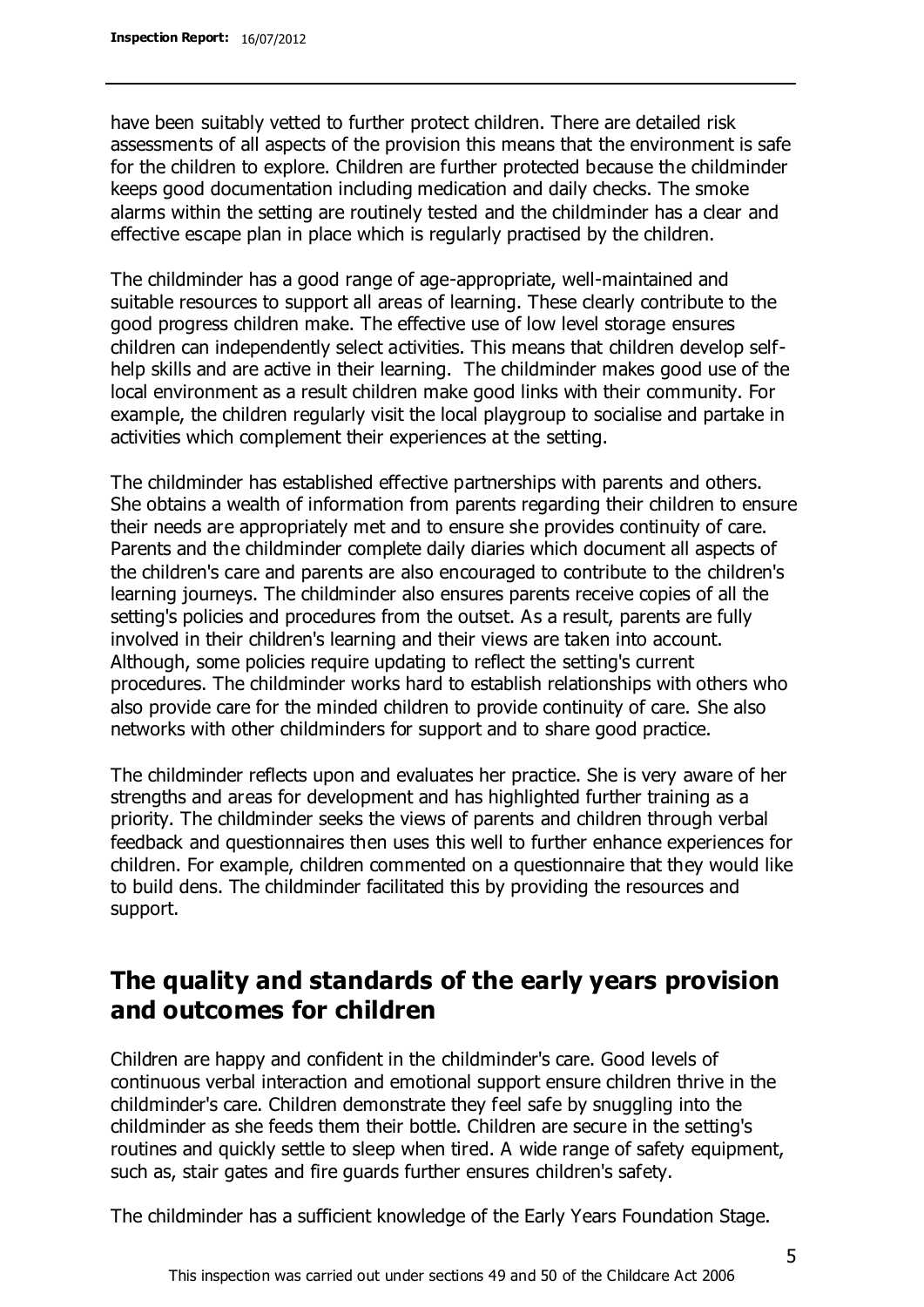have been suitably vetted to further protect children. There are detailed risk assessments of all aspects of the provision this means that the environment is safe for the children to explore. Children are further protected because the childminder keeps good documentation including medication and daily checks. The smoke alarms within the setting are routinely tested and the childminder has a clear and effective escape plan in place which is regularly practised by the children.

The childminder has a good range of age-appropriate, well-maintained and suitable resources to support all areas of learning. These clearly contribute to the good progress children make. The effective use of low level storage ensures children can independently select activities. This means that children develop self-help skills and are active in their learning. The childminder makes good use of the local environment as a result children make good links with their community. For example, the children regularly visit the local playgroup to socialise and partake in activities which complement their experiences at the setting.

The childminder has established effective partnerships with parents and others. She obtains a wealth of information from parents regarding their children to ensure their needs are appropriately met and to ensure she provides continuity of care. Parents and the childminder complete daily diaries which document all aspects of the children's care and parents are also encouraged to contribute to the children's learning journeys. The childminder also ensures parents receive copies of all the setting's policies and procedures from the outset. As a result, parents are fully involved in their children's learning and their views are taken into account. Although, some policies require updating to reflect the setting's current procedures. The childminder works hard to establish relationships with others who also provide care for the minded children to provide continuity of care. She also networks with other childminders for support and to share good practice.

The childminder reflects upon and evaluates her practice. She is very aware of her strengths and areas for development and has highlighted further training as a priority. The childminder seeks the views of parents and children through verbal feedback and questionnaires then uses this well to further enhance experiences for children. For example, children commented on a questionnaire that they would like to build dens. The childminder facilitated this by providing the resources and support.

## The quality and standards of the early years provision and outcomes for children

Children are happy and confident in the childminder's care. Good levels of continuous verbal interaction and emotional support ensure children thrive in the childminder's care. Children demonstrate they feel safe by snuggling into the childminder as she feeds them their bottle. Children are secure in the setting's routines and quickly settle to sleep when tired. A wide range of safety equipment, such as, stair gates and fire guards further ensures children's safety.

The childminder has a sufficient knowledge of the Early Years Foundation Stage.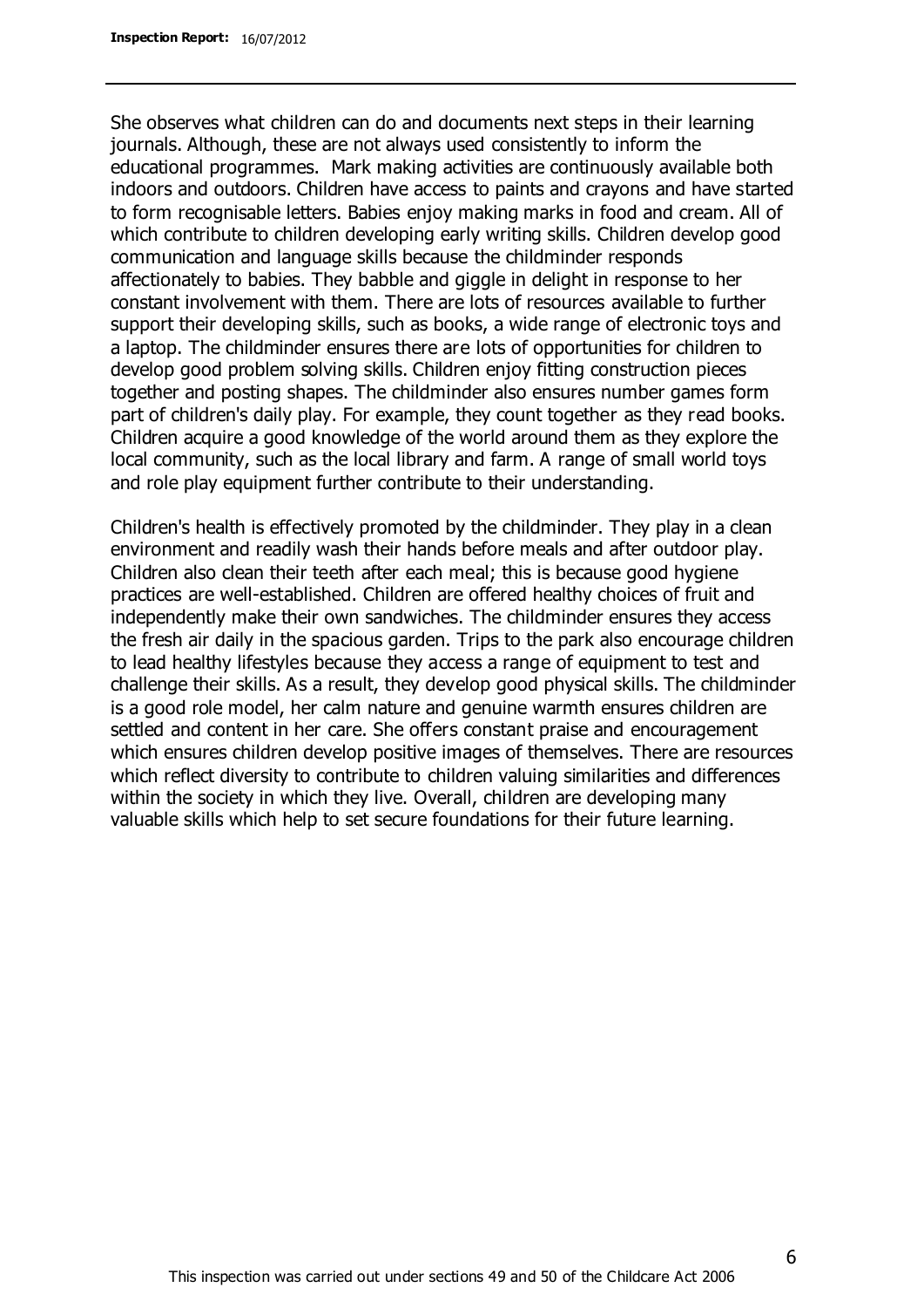She observes what children can do and documents next steps in their learning journals. Although, these are not always used consistently to inform the educational programmes. Mark making activities are continuously available both indoors and outdoors. Children have access to paints and crayons and have started to form recognisable letters. Babies enjoy making marks in food and cream. All of which contribute to children developing early writing skills. Children develop good communication and language skills because the childminder responds affectionately to babies. They babble and giggle in delight in response to her constant involvement with them. There are lots of resources available to further support their developing skills, such as books, a wide range of electronic toys and a laptop. The childminder ensures there are lots of opportunities for children to develop good problem solving skills. Children enjoy fitting construction pieces together and posting shapes. The childminder also ensures number games form part of children's daily play. For example, they count together as they read books. Children acquire a good knowledge of the world around them as they explore the local community, such as the local library and farm. A range of small world toys and role play equipment further contribute to their understanding.

Children's health is effectively promoted by the childminder. They play in a clean environment and readily wash their hands before meals and after outdoor play. Children also clean their teeth after each meal; this is because good hygiene practices are well-established. Children are offered healthy choices of fruit and independently make their own sandwiches. The childminder ensures they access the fresh air daily in the spacious garden. Trips to the park also encourage children to lead healthy lifestyles because they access a range of equipment to test and challenge their skills. As a result, they develop good physical skills. The childminder is a good role model, her calm nature and genuine warmth ensures children are settled and content in her care. She offers constant praise and encouragement which ensures children develop positive images of themselves. There are resources which reflect diversity to contribute to children valuing similarities and differences within the society in which they live. Overall, children are developing many valuable skills which help to set secure foundations for their future learning.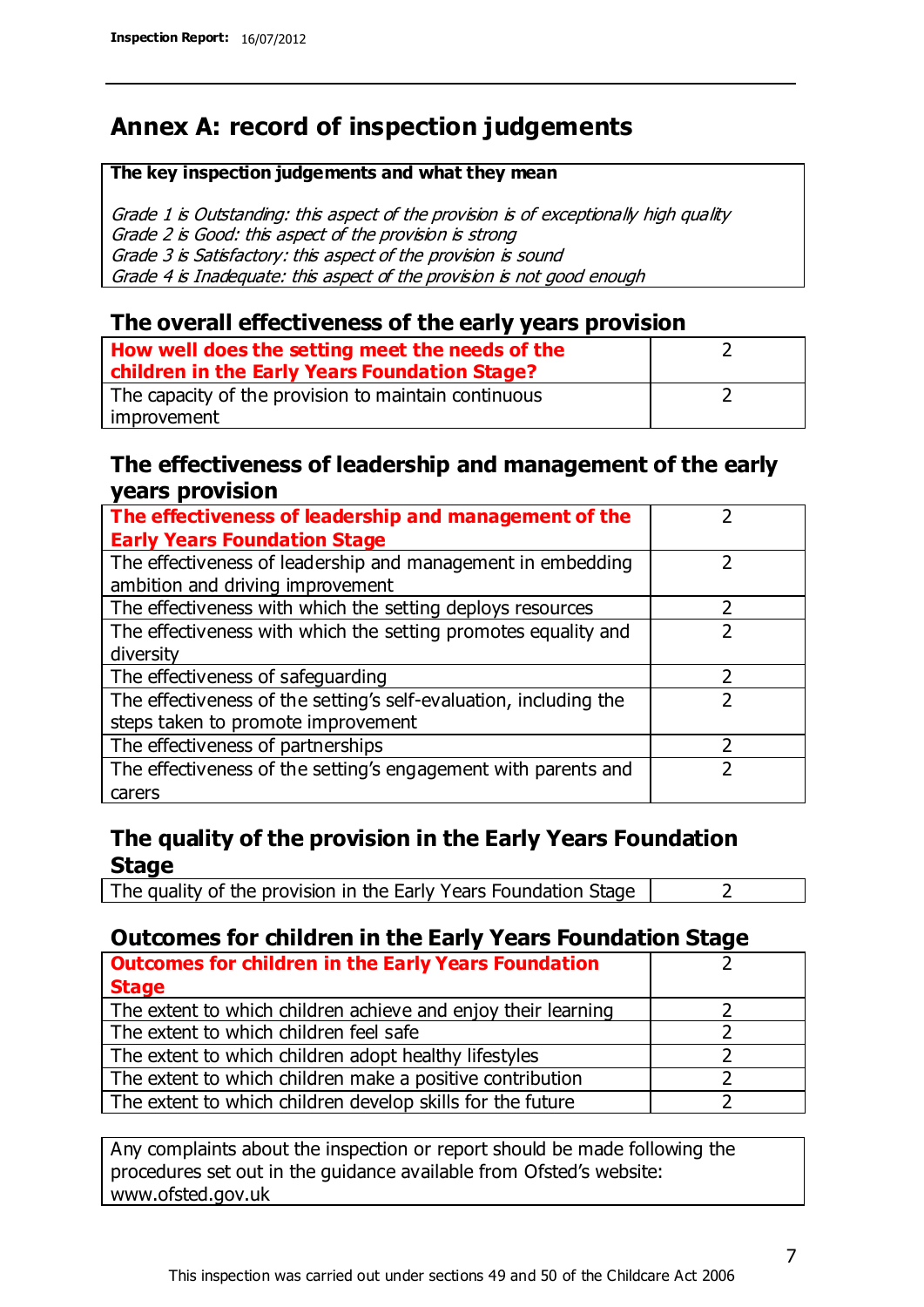# Annex A: record of inspection judgements

**The key inspection judgements and what they mean**

*Grade 1 is Outstanding: this aspect of the provision is of exceptionally high quality*
*Grade 2 is Good: this aspect of the provision is strong*
*Grade 3 is Satisfactory: this aspect of the provision is sound*
*Grade 4 is Inadequate: this aspect of the provision is not good enough*

## The overall effectiveness of the early years provision

| | |
|---|---|
| **How well does the setting meet the needs of the children in the Early Years Foundation Stage?** | 2 |
| The capacity of the provision to maintain continuous improvement | 2 |

## The effectiveness of leadership and management of the early years provision

| | |
|---|---|
| **The effectiveness of leadership and management of the Early Years Foundation Stage** | 2 |
| The effectiveness of leadership and management in embedding ambition and driving improvement | 2 |
| The effectiveness with which the setting deploys resources | 2 |
| The effectiveness with which the setting promotes equality and diversity | 2 |
| The effectiveness of safeguarding | 2 |
| The effectiveness of the setting's self-evaluation, including the steps taken to promote improvement | 2 |
| The effectiveness of partnerships | 2 |
| The effectiveness of the setting's engagement with parents and carers | 2 |

## The quality of the provision in the Early Years Foundation Stage

| | |
|---|---|
| The quality of the provision in the Early Years Foundation Stage | 2 |

## Outcomes for children in the Early Years Foundation Stage

| | |
|---|---|
| **Outcomes for children in the Early Years Foundation Stage** | 2 |
| The extent to which children achieve and enjoy their learning | 2 |
| The extent to which children feel safe | 2 |
| The extent to which children adopt healthy lifestyles | 2 |
| The extent to which children make a positive contribution | 2 |
| The extent to which children develop skills for the future | 2 |

Any complaints about the inspection or report should be made following the procedures set out in the guidance available from Ofsted's website: www.ofsted.gov.uk

This inspection was carried out under sections 49 and 50 of the Childcare Act 2006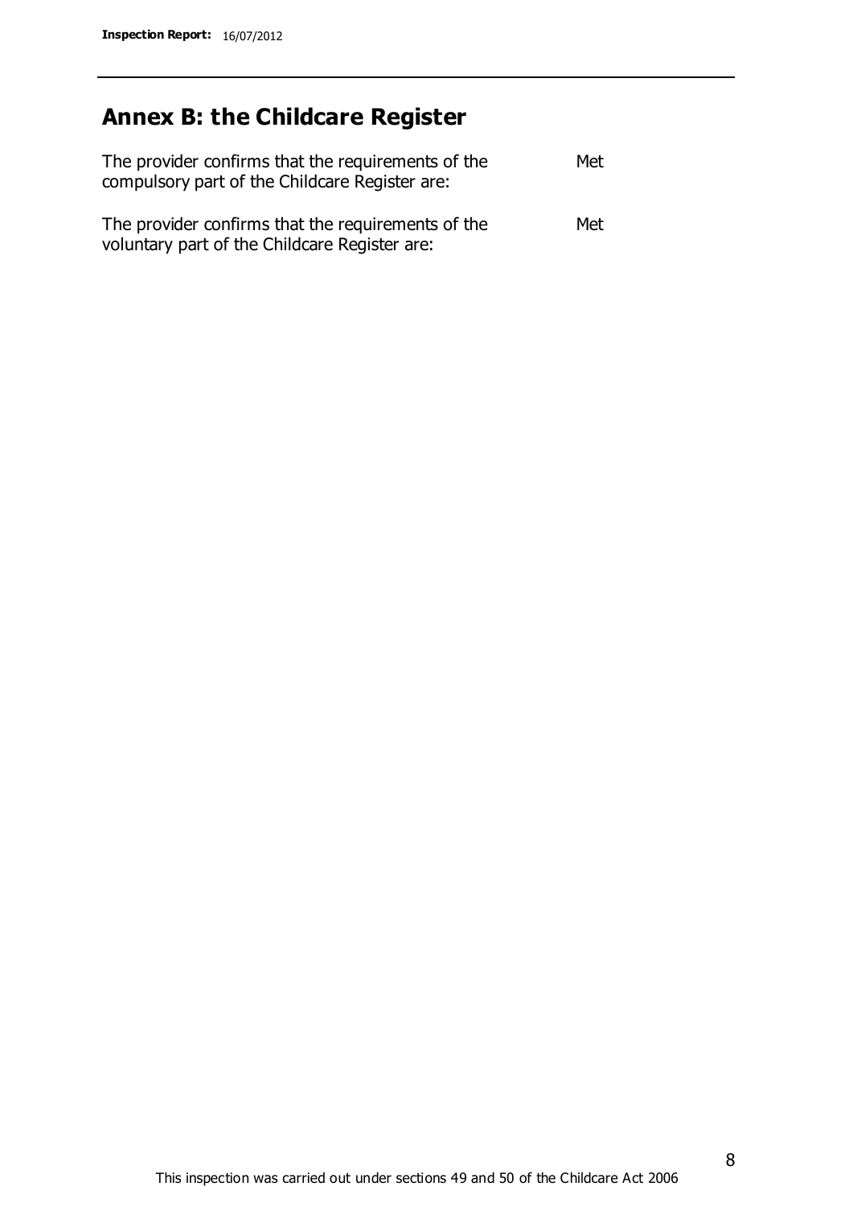## Annex B: the Childcare Register

| | |
|---|---|
| The provider confirms that the requirements of the compulsory part of the Childcare Register are: | Met |
| The provider confirms that the requirements of the voluntary part of the Childcare Register are: | Met |

This inspection was carried out under sections 49 and 50 of the Childcare Act 2006